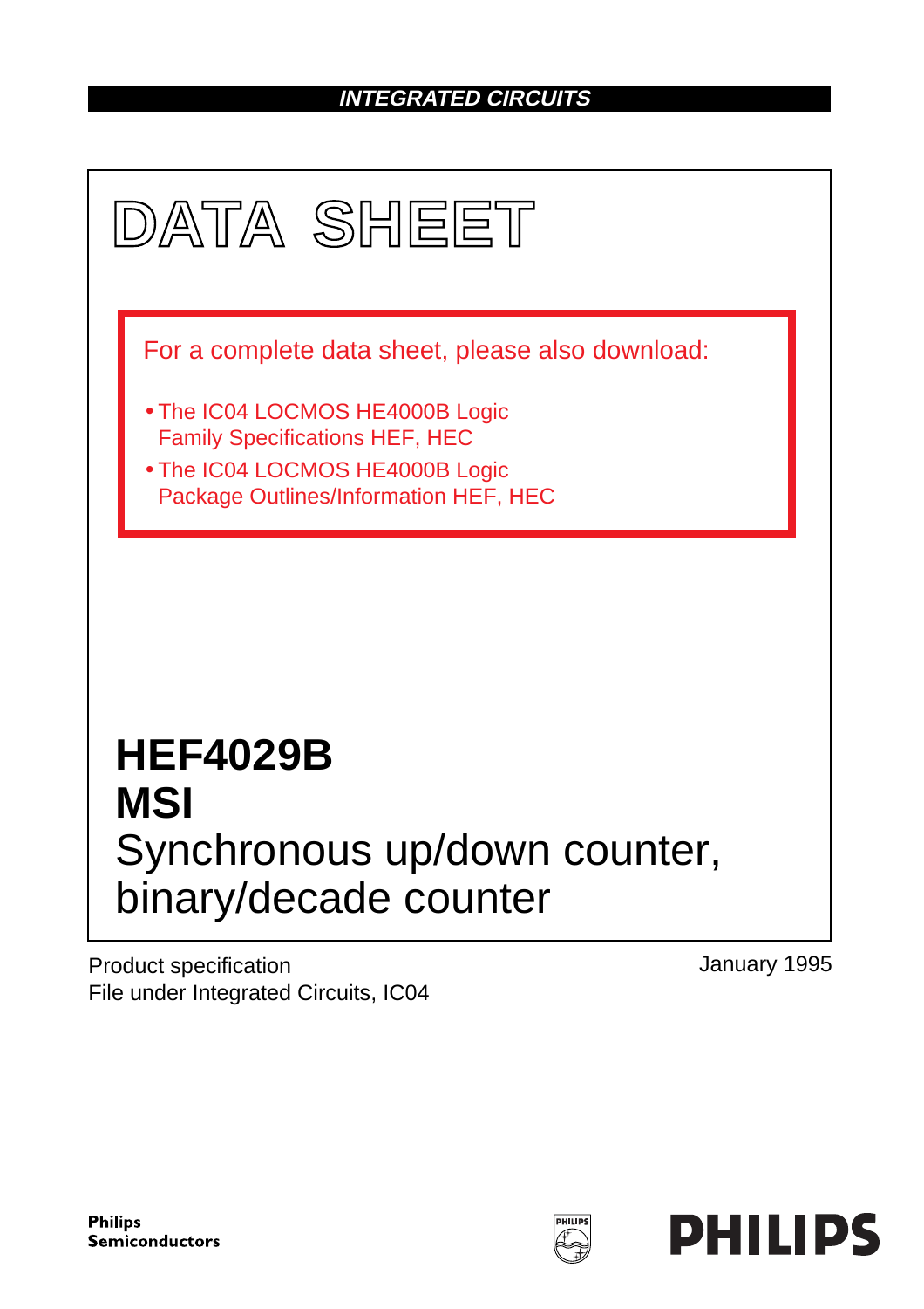INTEGRATED CIRCUITS

# DATA SHEET

For a complete data sheet, please also download:

- The IC04 LOCMOS HE4000B Logic Family Specifications HEF, HEC
- The IC04 LOCMOS HE4000B Logic Package Outlines/Information HEF, HEC

# HEF4029B
# MSI
## Synchronous up/down counter, binary/decade counter

Product specification
File under Integrated Circuits, IC04

January 1995

Philips Semiconductors

PHILIPS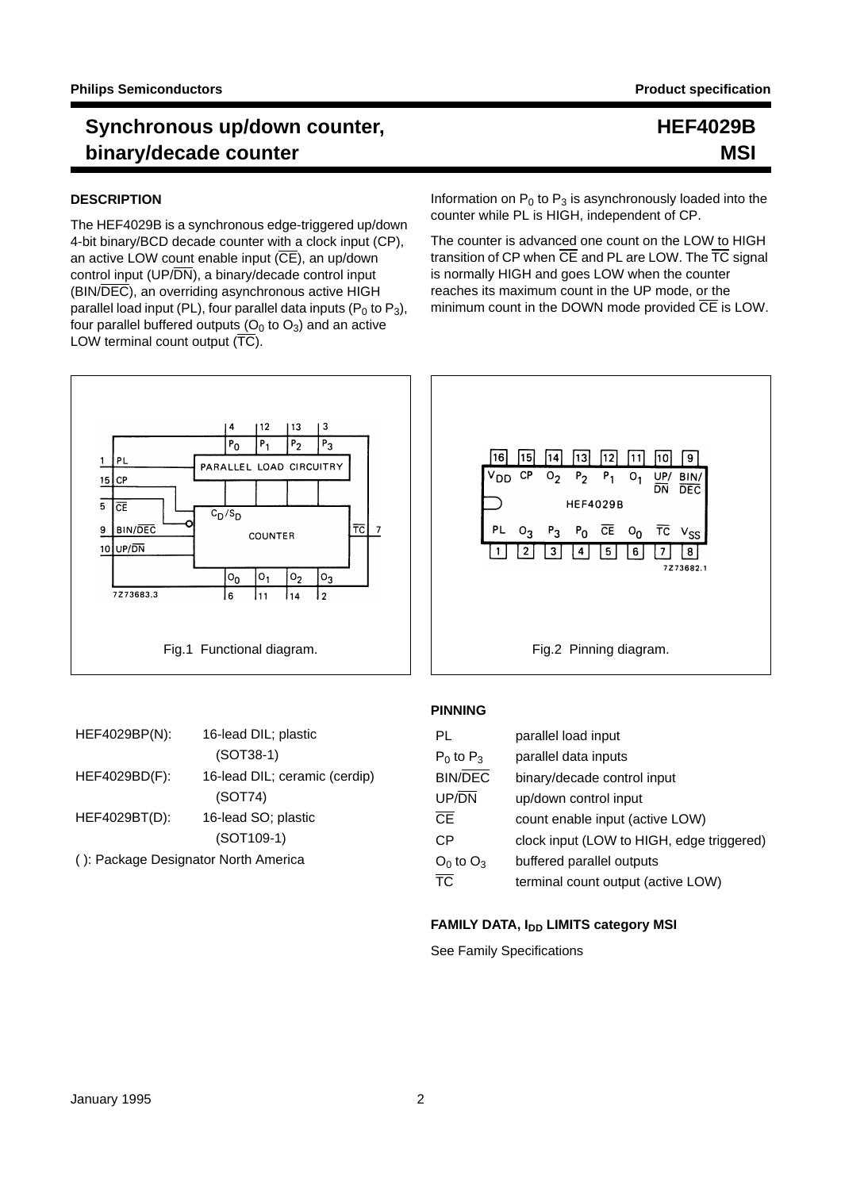# Synchronous up/down counter, binary/decade counter

**HEF4029B**
**MSI**

## DESCRIPTION

The HEF4029B is a synchronous edge-triggered up/down 4-bit binary/BCD decade counter with a clock input (CP), an active LOW count enable input ($\overline{CE}$), an up/down control input (UP/$\overline{DN}$), a binary/decade control input (BIN/$\overline{DEC}$), an overriding asynchronous active HIGH parallel load input (PL), four parallel data inputs ($P_0$ to $P_3$), four parallel buffered outputs ($O_0$ to $O_3$) and an active LOW terminal count output ($\overline{TC}$).

Information on $P_0$ to $P_3$ is asynchronously loaded into the counter while PL is HIGH, independent of CP.

The counter is advanced one count on the LOW to HIGH transition of CP when $\overline{CE}$ and PL are LOW. The $\overline{TC}$ signal is normally HIGH and goes LOW when the counter reaches its maximum count in the UP mode, or the minimum count in the DOWN mode provided $\overline{CE}$ is LOW.

Fig.1 Functional diagram.

Fig.2 Pinning diagram.

| | |
|---|---|
| HEF4029BP(N): | 16-lead DIL; plastic (SOT38-1) |
| HEF4029BD(F): | 16-lead DIL; ceramic (cerdip) (SOT74) |
| HEF4029BT(D): | 16-lead SO; plastic (SOT109-1) |

( ): Package Designator North America

## PINNING

| | |
|---|---|
| PL | parallel load input |
| $P_0$ to $P_3$ | parallel data inputs |
| BIN/$\overline{DEC}$ | binary/decade control input |
| UP/$\overline{DN}$ | up/down control input |
| $\overline{CE}$ | count enable input (active LOW) |
| CP | clock input (LOW to HIGH, edge triggered) |
| $O_0$ to $O_3$ | buffered parallel outputs |
| $\overline{TC}$ | terminal count output (active LOW) |

## FAMILY DATA, $I_{DD}$ LIMITS category MSI

See Family Specifications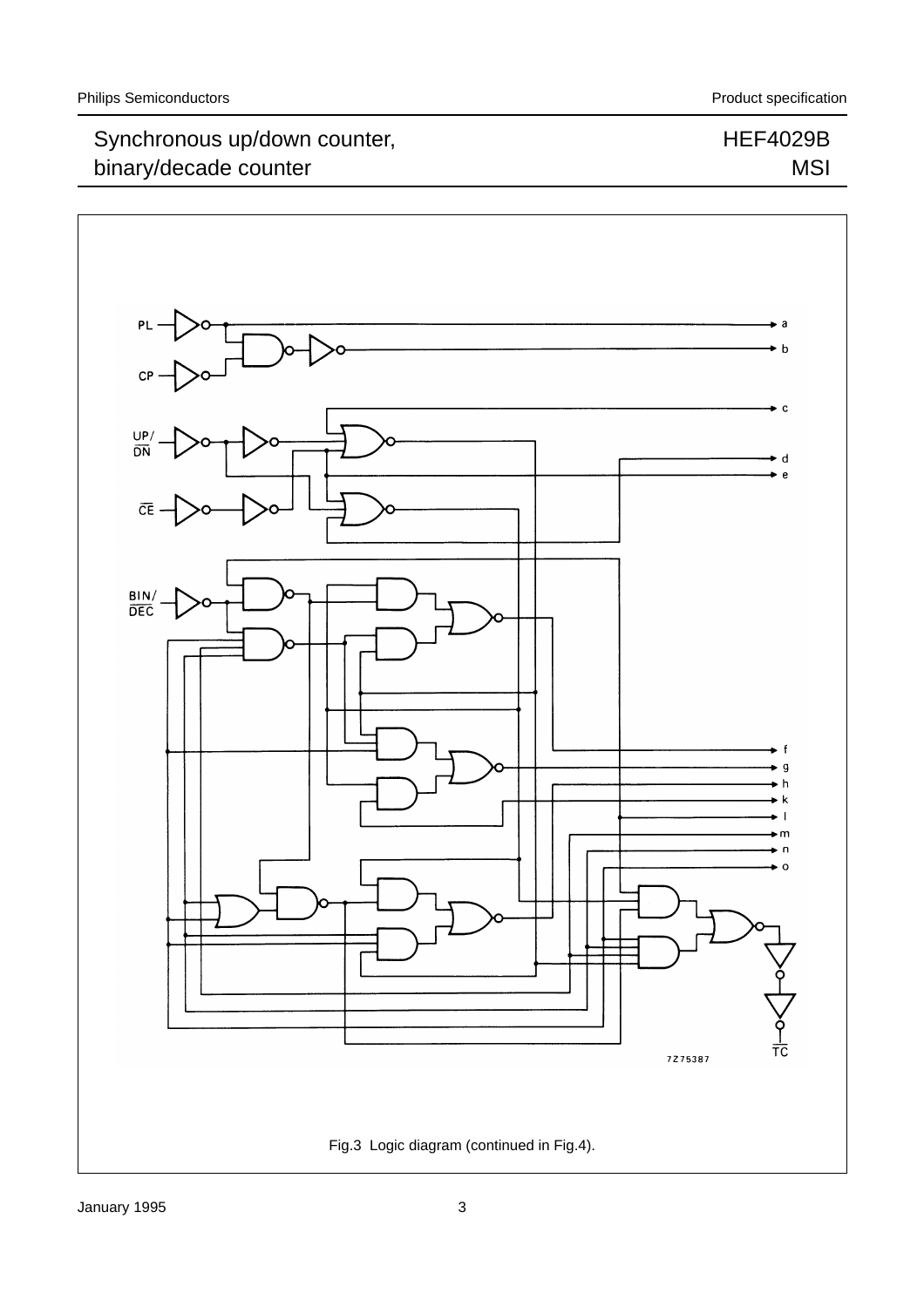Fig.3 Logic diagram (continued in Fig.4).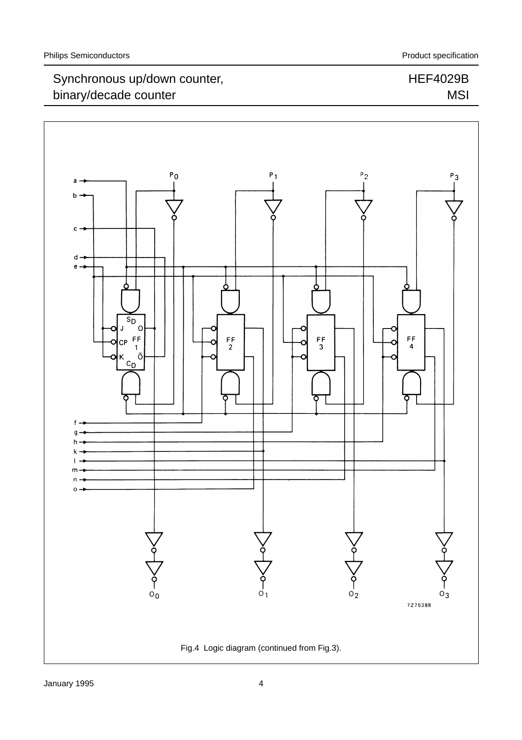Fig.4 Logic diagram (continued from Fig.3).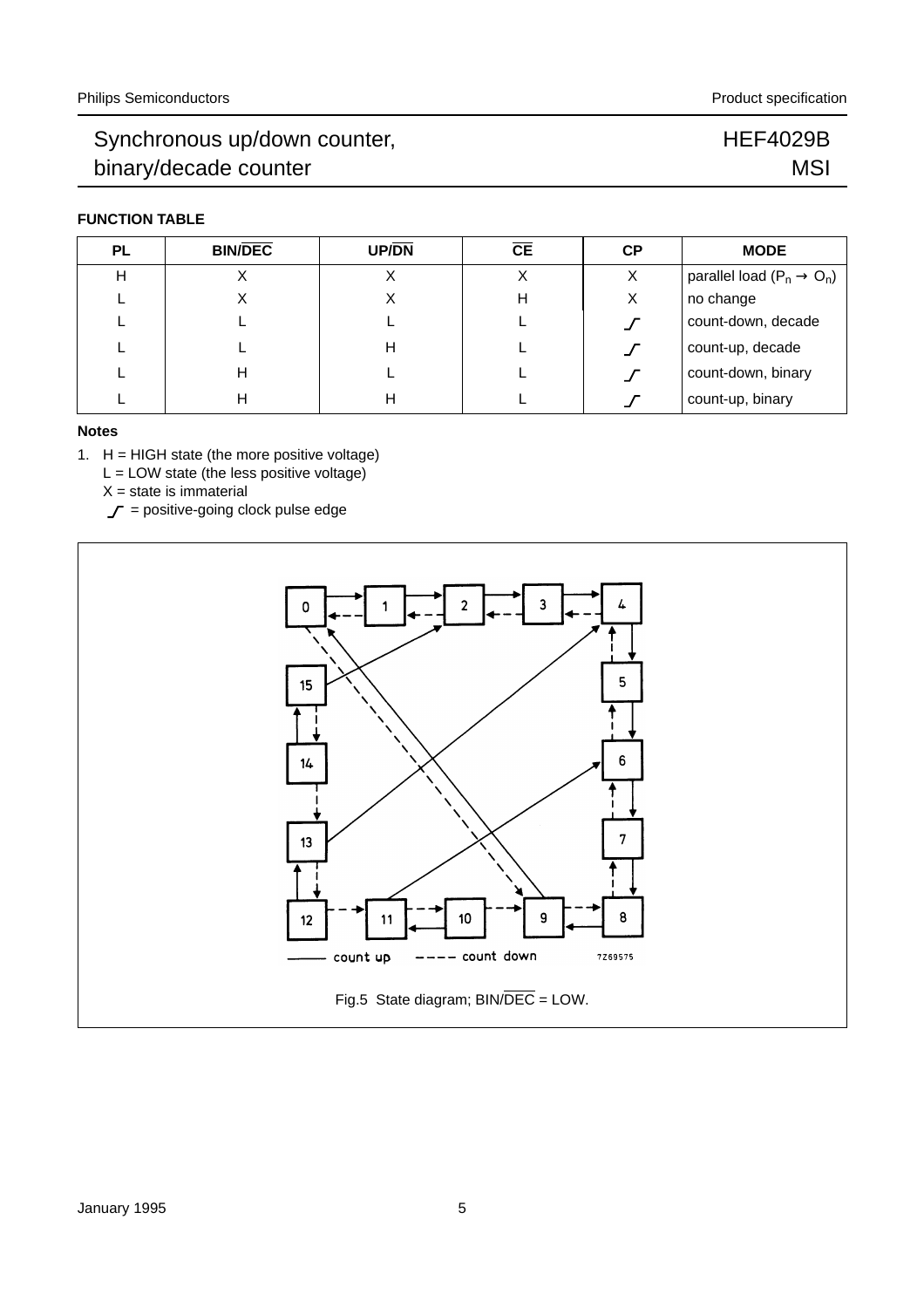**FUNCTION TABLE**

| PL | BIN/$\overline{DEC}$ | UP/$\overline{DN}$ | $\overline{CE}$ | CP | MODE |
|---|---|---|---|---|---|
| H | X | X | X | X | parallel load ($P_n \rightarrow O_n$) |
| L | X | X | H | X | no change |
| L | L | L | L | _/‾ | count-down, decade |
| L | L | H | L | _/‾ | count-up, decade |
| L | H | L | L | _/‾ | count-down, binary |
| L | H | H | L | _/‾ | count-up, binary |

**Notes**

1. H = HIGH state (the more positive voltage)
   L = LOW state (the less positive voltage)
   X = state is immaterial
   _/‾ = positive-going clock pulse edge

Fig.5 State diagram; BIN/$\overline{DEC}$ = LOW.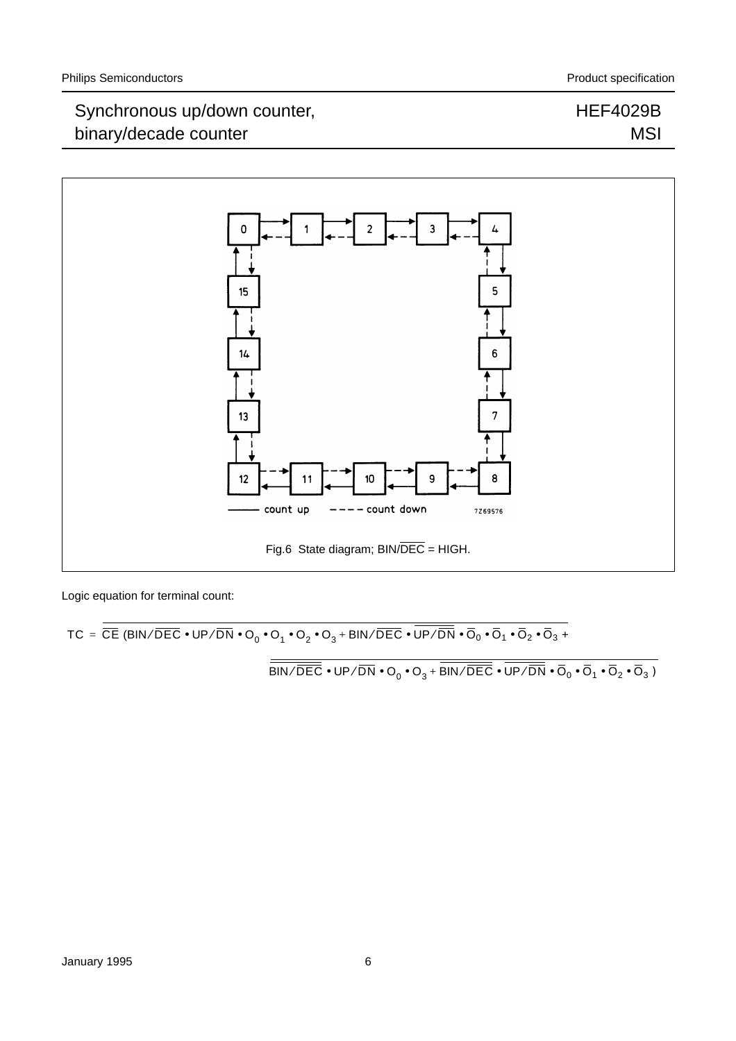Fig.6 State diagram; BIN/$\overline{\text{DEC}}$ = HIGH.

Logic equation for terminal count:

$$TC = \overline{\overline{CE}\,(BIN/\overline{DEC} \bullet UP/\overline{DN} \bullet O_0 \bullet O_1 \bullet O_2 \bullet O_3 + BIN/\overline{DEC} \bullet \overline{UP/\overline{DN}} \bullet \overline{O}_0 \bullet \overline{O}_1 \bullet \overline{O}_2 \bullet \overline{O}_3 + \overline{BIN/\overline{DEC}} \bullet UP/\overline{DN} \bullet O_0 \bullet O_3 + \overline{BIN/\overline{DEC}} \bullet \overline{UP/\overline{DN}} \bullet \overline{O}_0 \bullet \overline{O}_1 \bullet \overline{O}_2 \bullet \overline{O}_3\,)}$$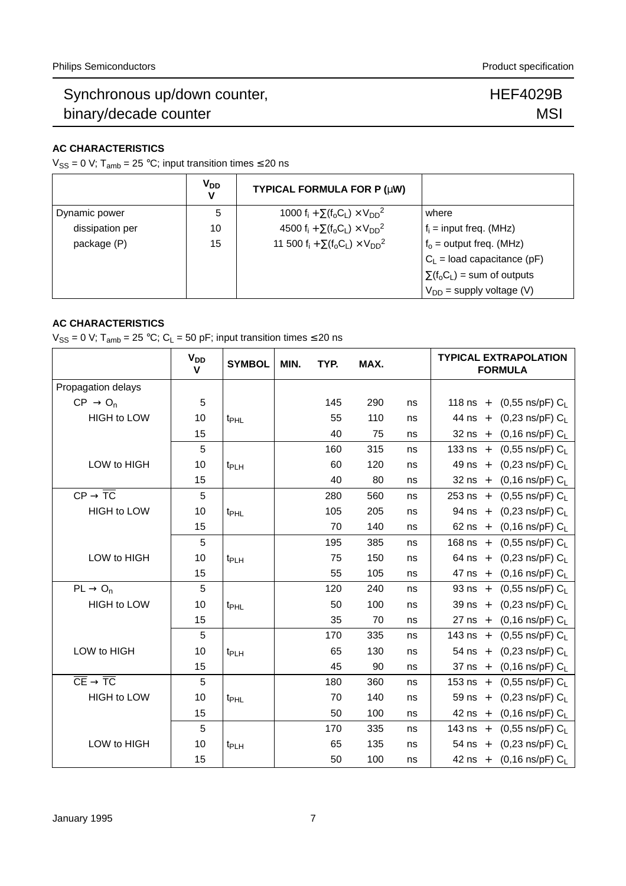### AC CHARACTERISTICS

$V_{SS}$ = 0 V; $T_{amb}$ = 25 °C; input transition times ≤ 20 ns

| | $V_{DD}$ V | TYPICAL FORMULA FOR P (μW) | |
|---|---|---|---|
| Dynamic power | 5 | $1000\ f_i + \sum(f_oC_L) \times V_{DD}^2$ | where |
| dissipation per | 10 | $4500\ f_i + \sum(f_oC_L) \times V_{DD}^2$ | $f_i$ = input freq. (MHz) |
| package (P) | 15 | $11\ 500\ f_i + \sum(f_oC_L) \times V_{DD}^2$ | $f_o$ = output freq. (MHz) |
| | | | $C_L$ = load capacitance (pF) |
| | | | $\sum(f_oC_L)$ = sum of outputs |
| | | | $V_{DD}$ = supply voltage (V) |

### AC CHARACTERISTICS

$V_{SS}$ = 0 V; $T_{amb}$ = 25 °C; $C_L$ = 50 pF; input transition times ≤ 20 ns

| | $V_{DD}$ V | SYMBOL | MIN. | TYP. | MAX. | | TYPICAL EXTRAPOLATION FORMULA |
|---|---|---|---|---|---|---|---|
| Propagation delays | | | | | | | |
| $CP \rightarrow O_n$ | 5 | | | 145 | 290 | ns | 118 ns + (0,55 ns/pF) $C_L$ |
| HIGH to LOW | 10 | $t_{PHL}$ | | 55 | 110 | ns | 44 ns + (0,23 ns/pF) $C_L$ |
| | 15 | | | 40 | 75 | ns | 32 ns + (0,16 ns/pF) $C_L$ |
| | 5 | | | 160 | 315 | ns | 133 ns + (0,55 ns/pF) $C_L$ |
| LOW to HIGH | 10 | $t_{PLH}$ | | 60 | 120 | ns | 49 ns + (0,23 ns/pF) $C_L$ |
| | 15 | | | 40 | 80 | ns | 32 ns + (0,16 ns/pF) $C_L$ |
| $CP \rightarrow \overline{TC}$ | 5 | | | 280 | 560 | ns | 253 ns + (0,55 ns/pF) $C_L$ |
| HIGH to LOW | 10 | $t_{PHL}$ | | 105 | 205 | ns | 94 ns + (0,23 ns/pF) $C_L$ |
| | 15 | | | 70 | 140 | ns | 62 ns + (0,16 ns/pF) $C_L$ |
| | 5 | | | 195 | 385 | ns | 168 ns + (0,55 ns/pF) $C_L$ |
| LOW to HIGH | 10 | $t_{PLH}$ | | 75 | 150 | ns | 64 ns + (0,23 ns/pF) $C_L$ |
| | 15 | | | 55 | 105 | ns | 47 ns + (0,16 ns/pF) $C_L$ |
| $PL \rightarrow O_n$ | 5 | | | 120 | 240 | ns | 93 ns + (0,55 ns/pF) $C_L$ |
| HIGH to LOW | 10 | $t_{PHL}$ | | 50 | 100 | ns | 39 ns + (0,23 ns/pF) $C_L$ |
| | 15 | | | 35 | 70 | ns | 27 ns + (0,16 ns/pF) $C_L$ |
| | 5 | | | 170 | 335 | ns | 143 ns + (0,55 ns/pF) $C_L$ |
| LOW to HIGH | 10 | $t_{PLH}$ | | 65 | 130 | ns | 54 ns + (0,23 ns/pF) $C_L$ |
| | 15 | | | 45 | 90 | ns | 37 ns + (0,16 ns/pF) $C_L$ |
| $\overline{CE} \rightarrow \overline{TC}$ | 5 | | | 180 | 360 | ns | 153 ns + (0,55 ns/pF) $C_L$ |
| HIGH to LOW | 10 | $t_{PHL}$ | | 70 | 140 | ns | 59 ns + (0,23 ns/pF) $C_L$ |
| | 15 | | | 50 | 100 | ns | 42 ns + (0,16 ns/pF) $C_L$ |
| | 5 | | | 170 | 335 | ns | 143 ns + (0,55 ns/pF) $C_L$ |
| LOW to HIGH | 10 | $t_{PLH}$ | | 65 | 135 | ns | 54 ns + (0,23 ns/pF) $C_L$ |
| | 15 | | | 50 | 100 | ns | 42 ns + (0,16 ns/pF) $C_L$ |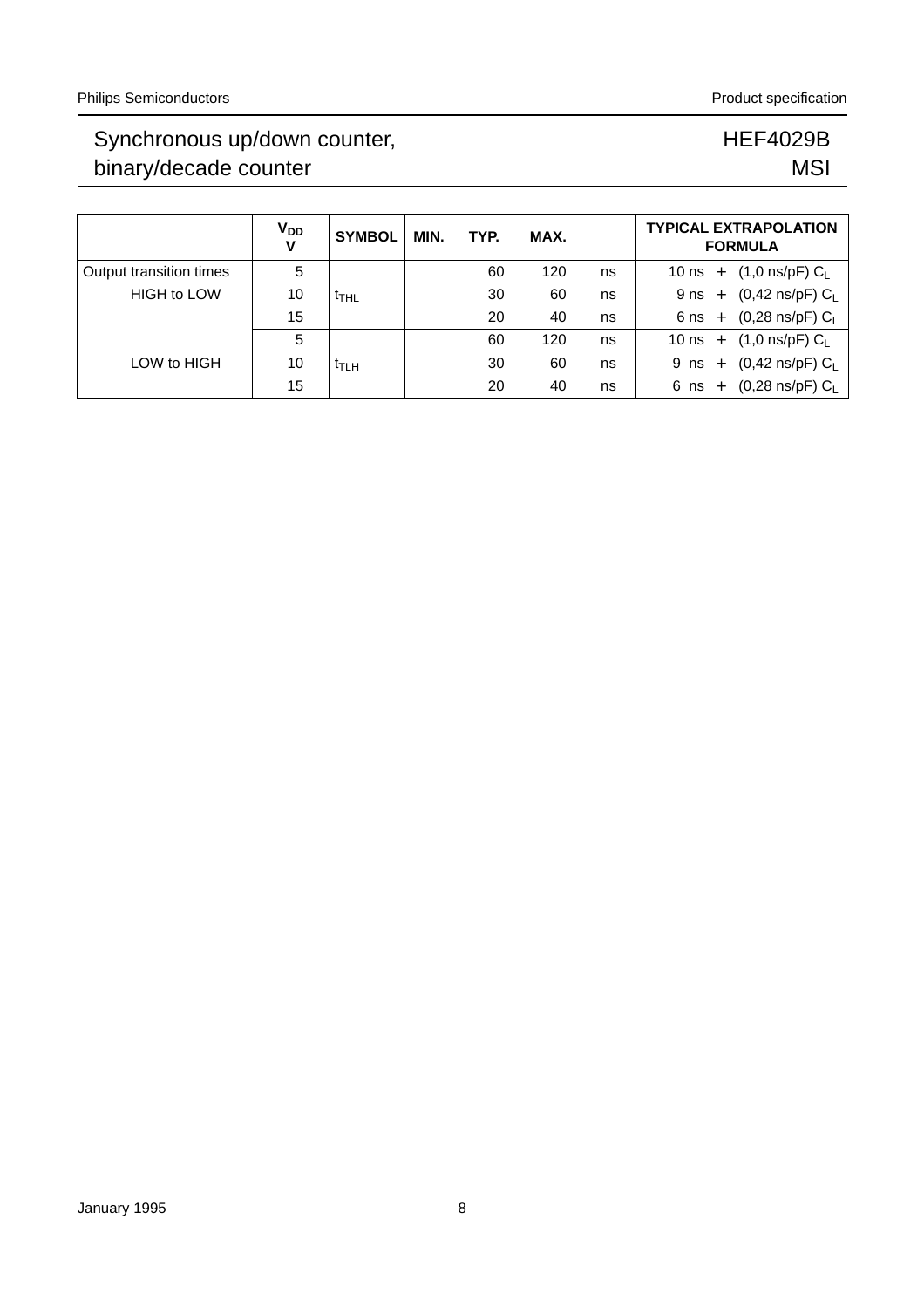|  | $V_{DD}$ V | SYMBOL | MIN. | TYP. | MAX. |  | TYPICAL EXTRAPOLATION FORMULA |
|---|---|---|---|---|---|---|---|
| Output transition times | 5 |  |  | 60 | 120 | ns | 10 ns + (1,0 ns/pF) $C_L$ |
| HIGH to LOW | 10 | $t_{THL}$ |  | 30 | 60 | ns | 9 ns + (0,42 ns/pF) $C_L$ |
|  | 15 |  |  | 20 | 40 | ns | 6 ns + (0,28 ns/pF) $C_L$ |
|  | 5 |  |  | 60 | 120 | ns | 10 ns + (1,0 ns/pF) $C_L$ |
| LOW to HIGH | 10 | $t_{TLH}$ |  | 30 | 60 | ns | 9 ns + (0,42 ns/pF) $C_L$ |
|  | 15 |  |  | 20 | 40 | ns | 6 ns + (0,28 ns/pF) $C_L$ |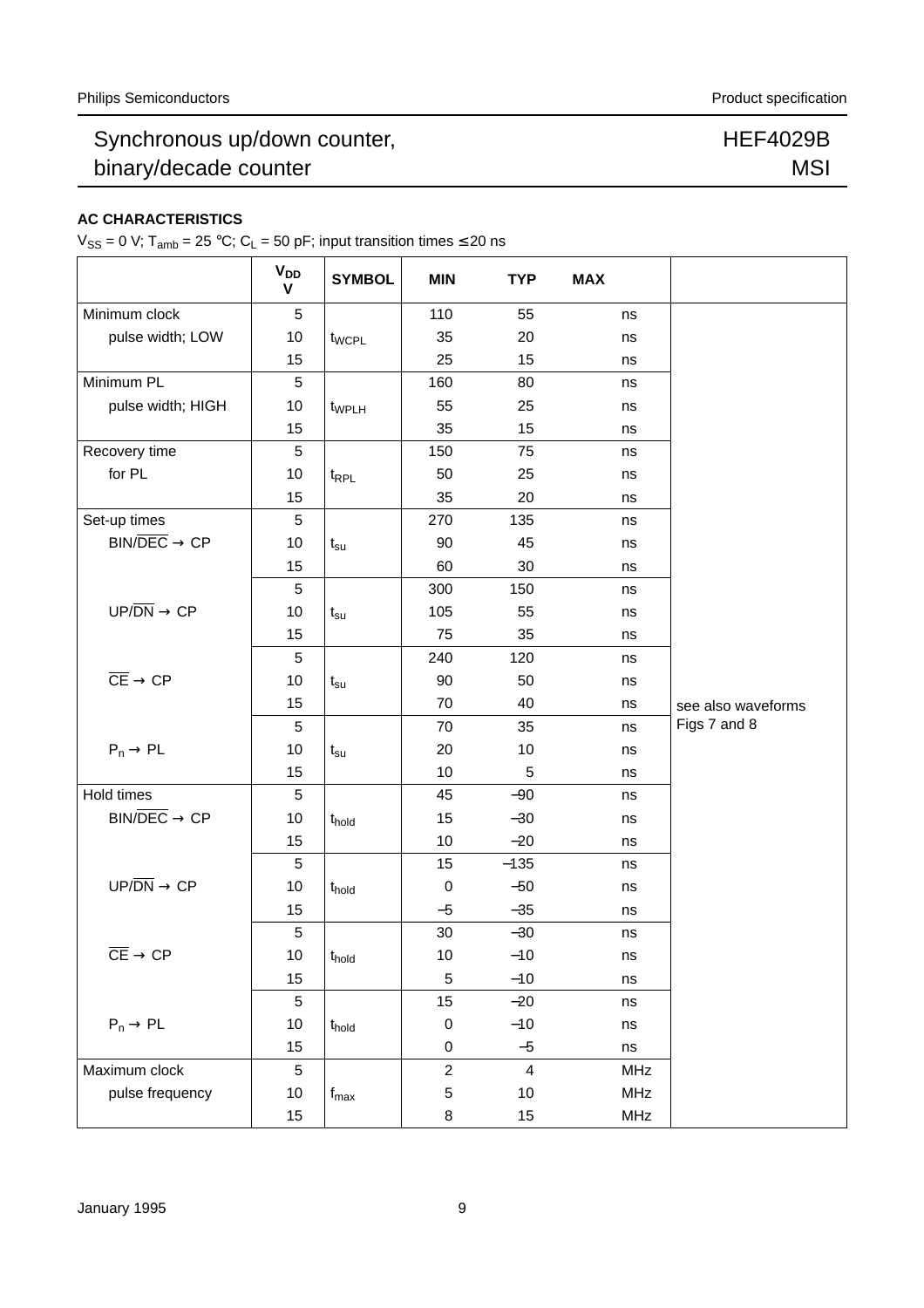## AC CHARACTERISTICS

$V_{SS}$ = 0 V; $T_{amb}$ = 25 °C; $C_L$ = 50 pF; input transition times ≤ 20 ns

| | $V_{DD}$ V | SYMBOL | MIN | TYP | MAX | | |
|---|---|---|---|---|---|---|---|
| Minimum clock | 5 | | 110 | 55 | | ns | |
| pulse width; LOW | 10 | $t_{WCPL}$ | 35 | 20 | | ns | |
| | 15 | | 25 | 15 | | ns | |
| Minimum PL | 5 | | 160 | 80 | | ns | |
| pulse width; HIGH | 10 | $t_{WPLH}$ | 55 | 25 | | ns | |
| | 15 | | 35 | 15 | | ns | |
| Recovery time | 5 | | 150 | 75 | | ns | |
| for PL | 10 | $t_{RPL}$ | 50 | 25 | | ns | |
| | 15 | | 35 | 20 | | ns | |
| Set-up times | 5 | | 270 | 135 | | ns | |
| BIN/$\overline{DEC}$ → CP | 10 | $t_{su}$ | 90 | 45 | | ns | |
| | 15 | | 60 | 30 | | ns | |
| | 5 | | 300 | 150 | | ns | |
| UP/$\overline{DN}$ → CP | 10 | $t_{su}$ | 105 | 55 | | ns | |
| | 15 | | 75 | 35 | | ns | |
| | 5 | | 240 | 120 | | ns | |
| $\overline{CE}$ → CP | 10 | $t_{su}$ | 90 | 50 | | ns | |
| | 15 | | 70 | 40 | | ns | see also waveforms Figs 7 and 8 |
| | 5 | | 70 | 35 | | ns | |
| $P_n$ → PL | 10 | $t_{su}$ | 20 | 10 | | ns | |
| | 15 | | 10 | 5 | | ns | |
| Hold times | 5 | | 45 | −90 | | ns | |
| BIN/$\overline{DEC}$ → CP | 10 | $t_{hold}$ | 15 | −30 | | ns | |
| | 15 | | 10 | −20 | | ns | |
| | 5 | | 15 | −135 | | ns | |
| UP/$\overline{DN}$ → CP | 10 | $t_{hold}$ | 0 | −50 | | ns | |
| | 15 | | −5 | −35 | | ns | |
| | 5 | | 30 | −30 | | ns | |
| $\overline{CE}$ → CP | 10 | $t_{hold}$ | 10 | −10 | | ns | |
| | 15 | | 5 | −10 | | ns | |
| | 5 | | 15 | −20 | | ns | |
| $P_n$ → PL | 10 | $t_{hold}$ | 0 | −10 | | ns | |
| | 15 | | 0 | −5 | | ns | |
| Maximum clock | 5 | | 2 | 4 | | MHz | |
| pulse frequency | 10 | $f_{max}$ | 5 | 10 | | MHz | |
| | 15 | | 8 | 15 | | MHz | |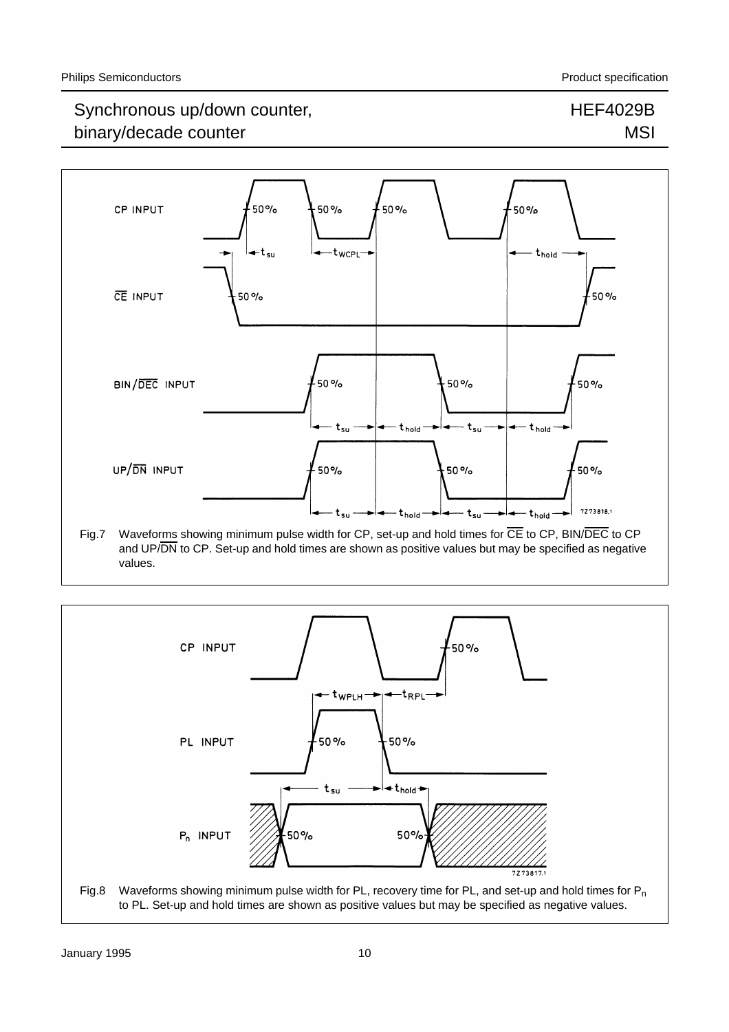Fig.7 Waveforms showing minimum pulse width for CP, set-up and hold times for $\overline{CE}$ to CP, BIN/$\overline{DEC}$ to CP and UP/$\overline{DN}$ to CP. Set-up and hold times are shown as positive values but may be specified as negative values.

Fig.8 Waveforms showing minimum pulse width for PL, recovery time for PL, and set-up and hold times for $P_n$ to PL. Set-up and hold times are shown as positive values but may be specified as negative values.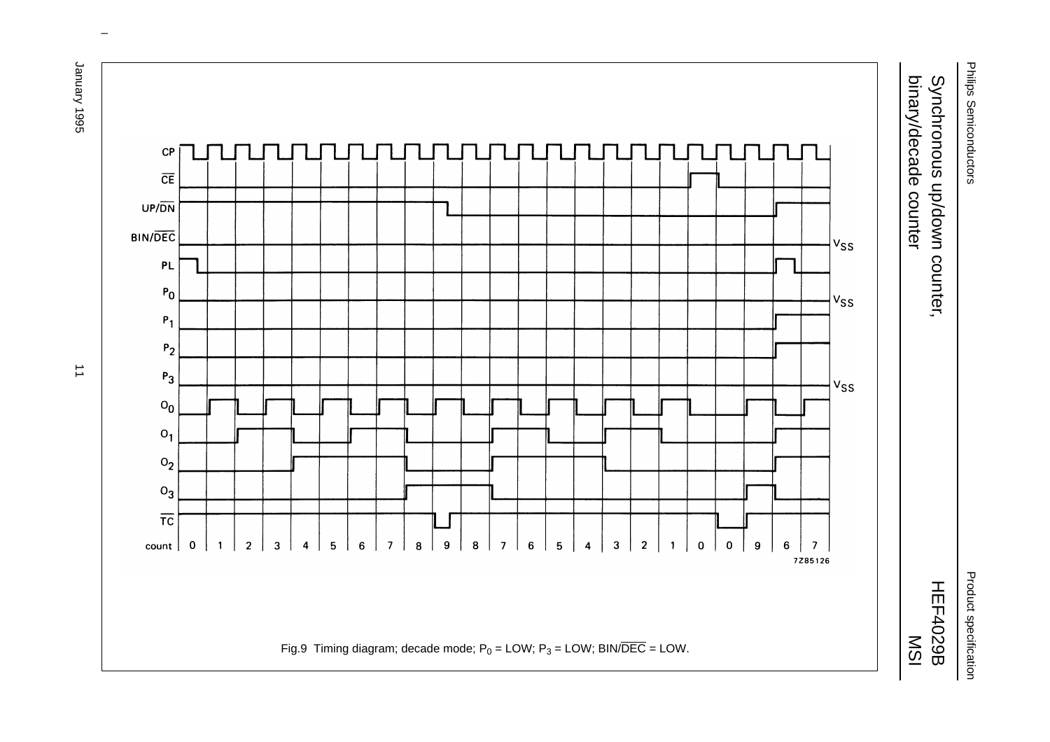Fig.9 Timing diagram; decade mode; $P_0$ = LOW; $P_3$ = LOW; BIN/$\overline{DEC}$ = LOW.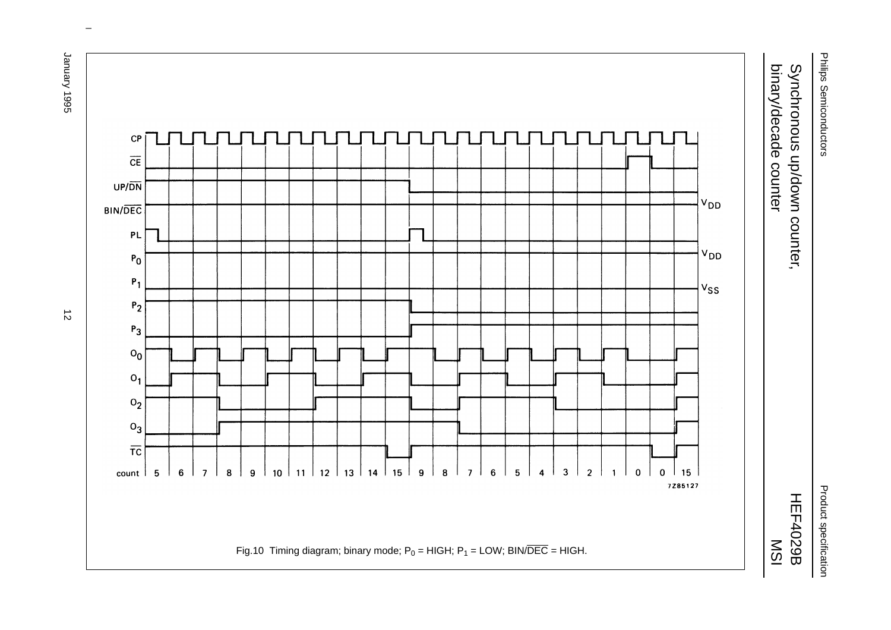Fig.10 Timing diagram; binary mode; $P_0$ = HIGH; $P_1$ = LOW; BIN/$\overline{DEC}$ = HIGH.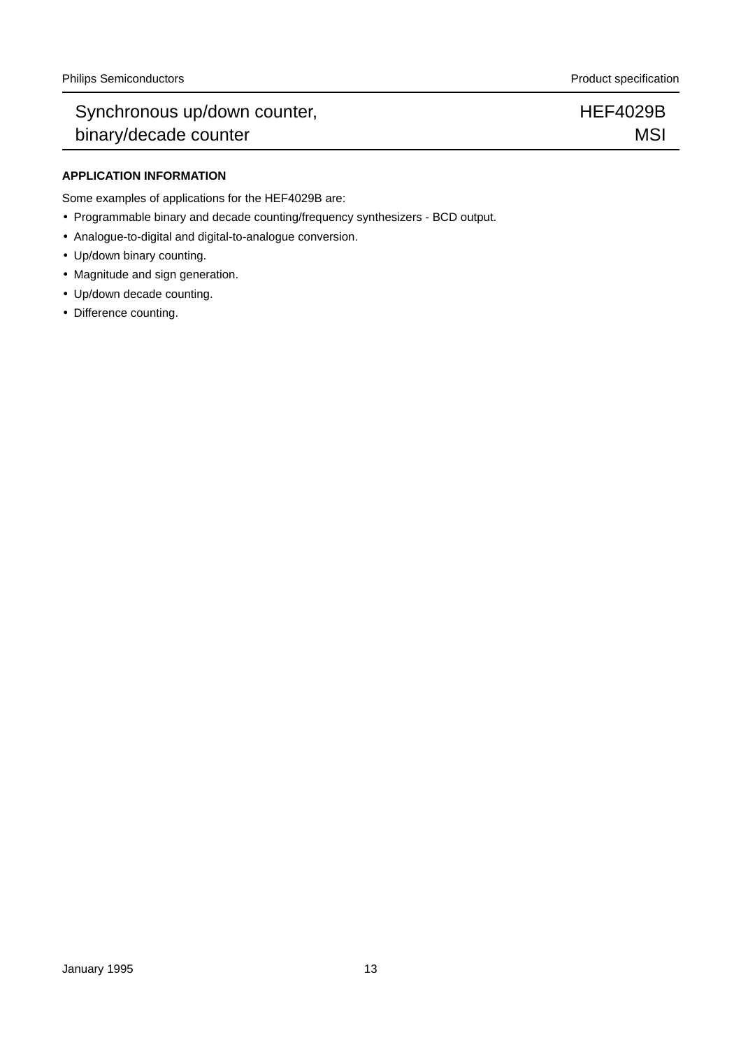## APPLICATION INFORMATION

Some examples of applications for the HEF4029B are:

- Programmable binary and decade counting/frequency synthesizers - BCD output.
- Analogue-to-digital and digital-to-analogue conversion.
- Up/down binary counting.
- Magnitude and sign generation.
- Up/down decade counting.
- Difference counting.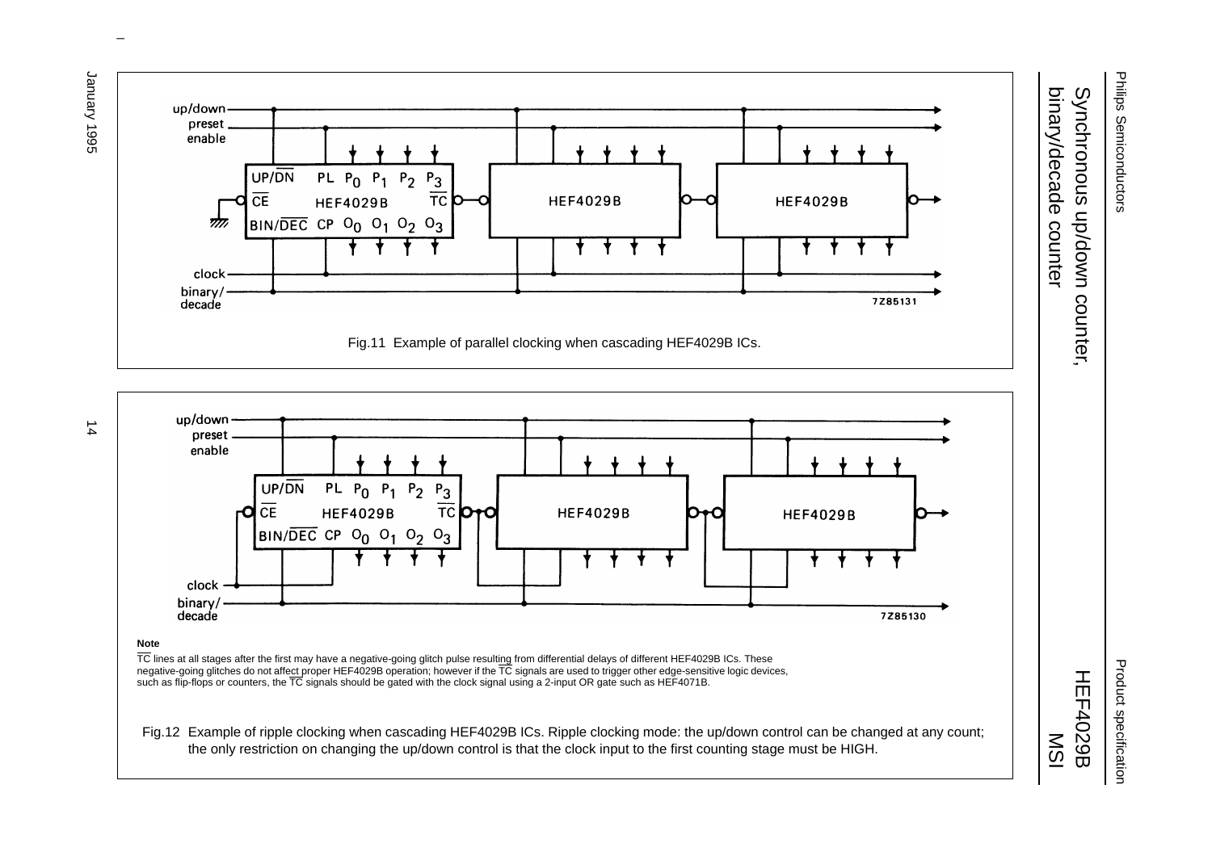up/down
preset
enable

UP/$\overline{DN}$ PL $P_0$ $P_1$ $P_2$ $P_3$
$\overline{CE}$ HEF4029B $\overline{TC}$
BIN/$\overline{DEC}$ CP $O_0$ $O_1$ $O_2$ $O_3$

HEF4029B

HEF4029B

clock
binary/
decade

7Z85131

Fig.11 Example of parallel clocking when cascading HEF4029B ICs.

up/down
preset
enable

UP/$\overline{DN}$ PL $P_0$ $P_1$ $P_2$ $P_3$
$\overline{CE}$ HEF4029B $\overline{TC}$
BIN/$\overline{DEC}$ CP $O_0$ $O_1$ $O_2$ $O_3$

HEF4029B

HEF4029B

clock
binary/
decade

7Z85130

**Note**

$\overline{TC}$ lines at all stages after the first may have a negative-going glitch pulse resulting from differential delays of different HEF4029B ICs. These negative-going glitches do not affect proper HEF4029B operation; however if the $\overline{TC}$ signals are used to trigger other edge-sensitive logic devices, such as flip-flops or counters, the $\overline{TC}$ signals should be gated with the clock signal using a 2-input OR gate such as HEF4071B.

Fig.12 Example of ripple clocking when cascading HEF4029B ICs. Ripple clocking mode: the up/down control can be changed at any count; the only restriction on changing the up/down control is that the clock input to the first counting stage must be HIGH.